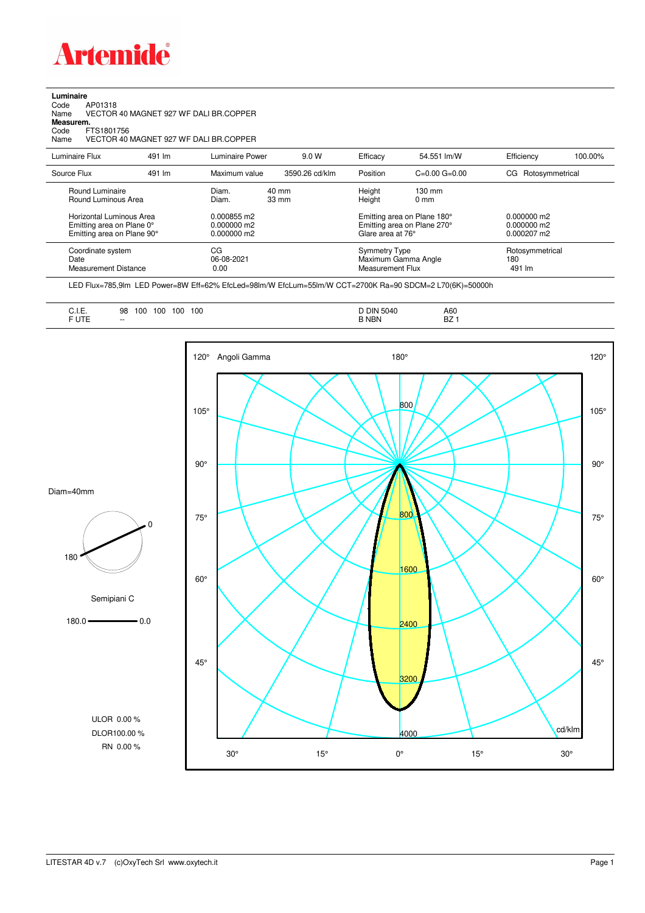# Artemide

**Luminaire**
Code AP01318
Name VECTOR 40 MAGNET 927 WF DALI BR.COPPER
**Measurem.**
Code FTS1801756
Name VECTOR 40 MAGNET 927 WF DALI BR.COPPER

| Luminaire Flux | 491 lm | Luminaire Power | 9.0 W | Efficacy | 54.551 lm/W | Efficiency | 100.00% |
|---|---|---|---|---|---|---|---|
| Source Flux | 491 lm | Maximum value | 3590.26 cd/klm | Position | C=0.00 G=0.00 | CG | Rotosymmetrical |

| | | | | |
|---|---|---|---|---|
| Round Luminaire | Diam. 40 mm | Height 130 mm | | |
| Round Luminous Area | Diam. 33 mm | Height 0 mm | | |
| Horizontal Luminous Area | 0.000855 m2 | Emitting area on Plane 180° | 0.000000 m2 | |
| Emitting area on Plane 0° | 0.000000 m2 | Emitting area on Plane 270° | 0.000000 m2 | |
| Emitting area on Plane 90° | 0.000000 m2 | Glare area at 76° | 0.000207 m2 | |

| | | | |
|---|---|---|---|
| Coordinate system | CG | Symmetry Type | Rotosymmetrical |
| Date | 06-08-2021 | Maximum Gamma Angle | 180 |
| Measurement Distance | 0.00 | Measurement Flux | 491 lm |

LED Flux=785,9lm LED Power=8W Eff=62% EfcLed=98lm/W EfcLum=55lm/W CCT=2700K Ra=90 SDCM=2 L70(6K)=50000h

| | | | |
|---|---|---|---|
| C.I.E. | 98 100 100 100 100 | D DIN 5040 | A60 |
| F UTE | -- | B NBN | BZ 1 |

Diam=40mm

Semipiani C

180.0 — 0.0

ULOR 0.00 %
DLOR100.00 %
RN 0.00 %

Angoli Gamma — cd/klm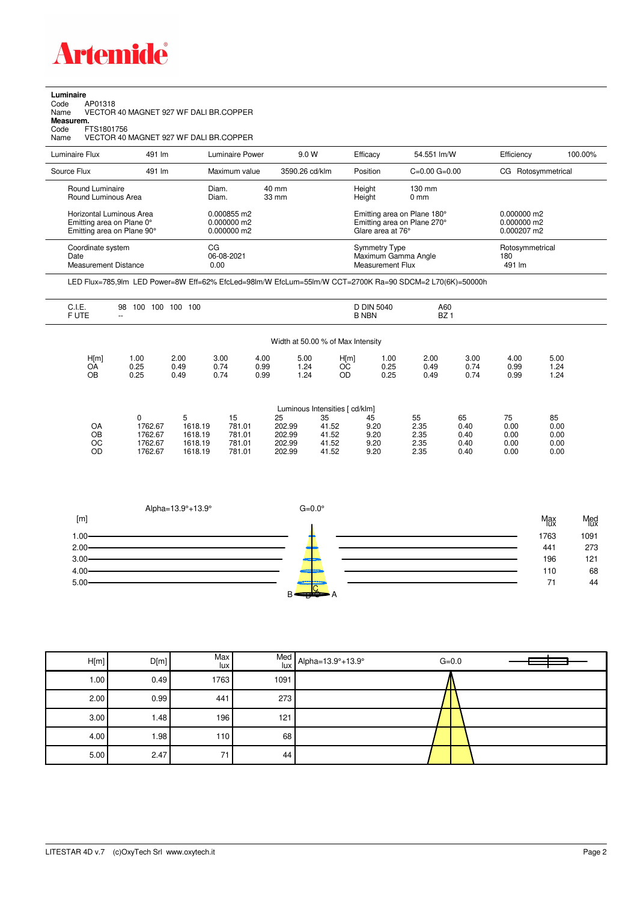Artemide

**Luminaire**

Code AP01318
Name VECTOR 40 MAGNET 927 WF DALI BR.COPPER

**Measurem.**

Code FTS1801756
Name VECTOR 40 MAGNET 927 WF DALI BR.COPPER

| | | | | | | | |
|---|---|---|---|---|---|---|---|
| Luminaire Flux | 491 lm | Luminaire Power | 9.0 W | Efficacy | 54.551 lm/W | Efficiency | 100.00% |
| Source Flux | 491 lm | Maximum value | 3590.26 cd/klm | Position | C=0.00 G=0.00 | CG | Rotosymmetrical |

| | | | | | |
|---|---|---|---|---|---|
| Round Luminaire | Diam. | 40 mm | Height | 130 mm | |
| Round Luminous Area | Diam. | 33 mm | Height | 0 mm | |
| Horizontal Luminous Area | 0.000855 m2 | | Emitting area on Plane 180° | | 0.000000 m2 |
| Emitting area on Plane 0° | 0.000000 m2 | | Emitting area on Plane 270° | | 0.000000 m2 |
| Emitting area on Plane 90° | 0.000000 m2 | | Glare area at 76° | | 0.000207 m2 |
| Coordinate system | CG | | Symmetry Type | | Rotosymmetrical |
| Date | 06-08-2021 | | Maximum Gamma Angle | | 180 |
| Measurement Distance | 0.00 | | Measurement Flux | | 491 lm |

LED Flux=785,9lm LED Power=8W Eff=62% EfcLed=98lm/W EfcLum=55lm/W CCT=2700K Ra=90 SDCM=2 L70(6K)=50000h

| | | | |
|---|---|---|---|
| C.I.E. | 98 100 100 100 100 | D DIN 5040 | A60 |
| F UTE | -- | B NBN | BZ 1 |

Width at 50.00 % of Max Intensity

| H[m] | 1.00 | 2.00 | 3.00 | 4.00 | 5.00 | H[m] | 1.00 | 2.00 | 3.00 | 4.00 | 5.00 |
|---|---|---|---|---|---|---|---|---|---|---|---|
| OA | 0.25 | 0.49 | 0.74 | 0.99 | 1.24 | OC | 0.25 | 0.49 | 0.74 | 0.99 | 1.24 |
| OB | 0.25 | 0.49 | 0.74 | 0.99 | 1.24 | OD | 0.25 | 0.49 | 0.74 | 0.99 | 1.24 |

Luminous Intensities [ cd/klm]

| | 0 | 5 | 15 | 25 | 35 | 45 | 55 | 65 | 75 | 85 |
|---|---|---|---|---|---|---|---|---|---|---|
| OA | 1762.67 | 1618.19 | 781.01 | 202.99 | 41.52 | 9.20 | 2.35 | 0.40 | 0.00 | 0.00 |
| OB | 1762.67 | 1618.19 | 781.01 | 202.99 | 41.52 | 9.20 | 2.35 | 0.40 | 0.00 | 0.00 |
| OC | 1762.67 | 1618.19 | 781.01 | 202.99 | 41.52 | 9.20 | 2.35 | 0.40 | 0.00 | 0.00 |
| OD | 1762.67 | 1618.19 | 781.01 | 202.99 | 41.52 | 9.20 | 2.35 | 0.40 | 0.00 | 0.00 |

Alpha=13.9°+13.9°
G=0.0°
[m]
Max lux
Med lux
1.00 1763 1091
2.00 441 273
3.00 196 121
4.00 110 68
5.00 71 44
B D C A

| H[m] | D[m] | Max lux | Med lux | Alpha=13.9°+13.9° G=0.0 |
|---|---|---|---|---|
| 1.00 | 0.49 | 1763 | 1091 | |
| 2.00 | 0.99 | 441 | 273 | |
| 3.00 | 1.48 | 196 | 121 | |
| 4.00 | 1.98 | 110 | 68 | |
| 5.00 | 2.47 | 71 | 44 | |

LITESTAR 4D v.7 (c)OxyTech Srl www.oxytech.it